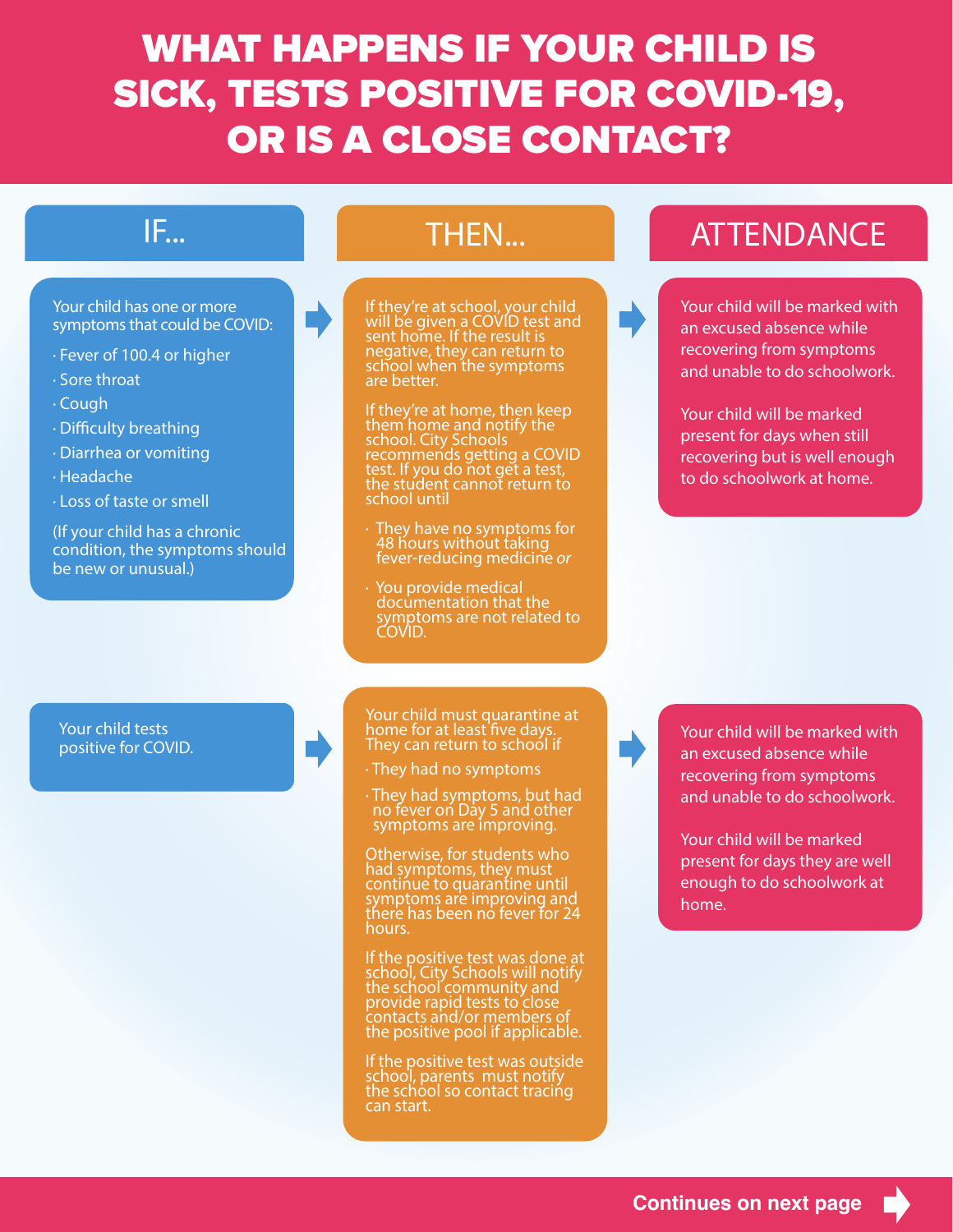# WHAT HAPPENS IF YOUR CHILD IS SICK, TESTS POSITIVE FOR COVID-19, OR IS A CLOSE CONTACT?

## IF...

Your child has one or more symptoms that could be COVID:

- Fever of 100.4 or higher
- Sore throat
- Cough
- Difficulty breathing
- Diarrhea or vomiting
- Headache
- Loss of taste or smell

(If your child has a chronic condition, the symptoms should be new or unusual.)

## THEN...

If they're at school, your child will be given a COVID test and sent home. If the result is negative, they can return to school when the symptoms are better.

If they're at home, then keep them home and notify the school. City Schools recommends getting a COVID test. If you do not get a test, the student cannot return to school until

- They have no symptoms for 48 hours without taking fever-reducing medicine *or*
- You provide medical documentation that the symptoms are not related to COVID.

## ATTENDANCE

Your child will be marked with an excused absence while recovering from symptoms and unable to do schoolwork.

Your child will be marked present for days when still recovering but is well enough to do schoolwork at home.

---

## IF...

Your child tests positive for COVID.

## THEN...

Your child must quarantine at home for at least five days. They can return to school if

- They had no symptoms
- They had symptoms, but had no fever on Day 5 and other symptoms are improving.

Otherwise, for students who had symptoms, they must continue to quarantine until symptoms are improving and there has been no fever for 24 hours.

If the positive test was done at school, City Schools will notify the school community and provide rapid tests to close contacts and/or members of the positive pool if applicable.

If the positive test was outside school, parents must notify the school so contact tracing can start.

## ATTENDANCE

Your child will be marked with an excused absence while recovering from symptoms and unable to do schoolwork.

Your child will be marked present for days they are well enough to do schoolwork at home.

**Continues on next page**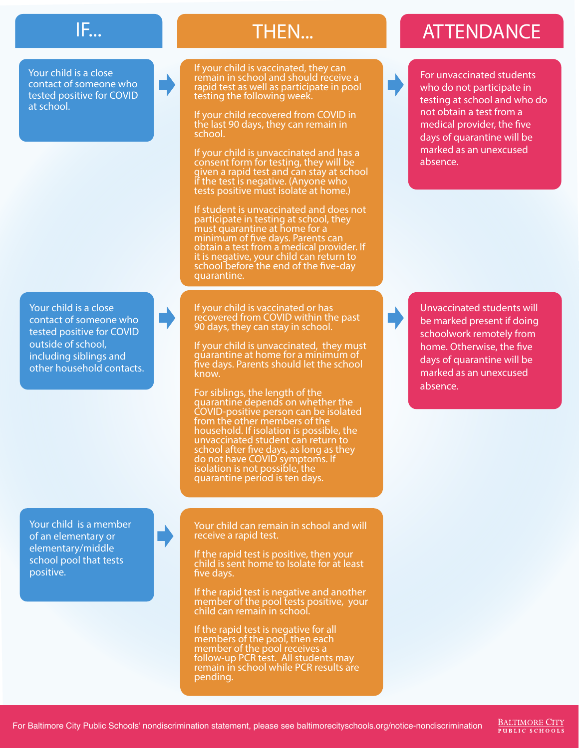| IF... | THEN... | ATTENDANCE |
|---|---|---|
| Your child is a close contact of someone who tested positive for COVID at school. | If your child is vaccinated, they can remain in school and should receive a rapid test as well as participate in pool testing the following week.<br><br>If your child recovered from COVID in the last 90 days, they can remain in school.<br><br>If your child is unvaccinated and has a consent form for testing, they will be given a rapid test and can stay at school if the test is negative. (Anyone who tests positive must isolate at home.)<br><br>If student is unvaccinated and does not participate in testing at school, they must quarantine at home for a minimum of five days. Parents can obtain a test from a medical provider. If it is negative, your child can return to school before the end of the five-day quarantine. | For unvaccinated students who do not participate in testing at school and who do not obtain a test from a medical provider, the five days of quarantine will be marked as an unexcused absence. |
| Your child is a close contact of someone who tested positive for COVID outside of school, including siblings and other household contacts. | If your child is vaccinated or has recovered from COVID within the past 90 days, they can stay in school.<br><br>If your child is unvaccinated, they must quarantine at home for a minimum of five days. Parents should let the school know.<br><br>For siblings, the length of the quarantine depends on whether the COVID-positive person can be isolated from the other members of the household. If isolation is possible, the unvaccinated student can return to school after five days, as long as they do not have COVID symptoms. If isolation is not possible, the quarantine period is ten days. | Unvaccinated students will be marked present if doing schoolwork remotely from home. Otherwise, the five days of quarantine will be marked as an unexcused absence. |
| Your child is a member of an elementary or elementary/middle school pool that tests positive. | Your child can remain in school and will receive a rapid test.<br><br>If the rapid test is positive, then your child is sent home to Isolate for at least five days.<br><br>If the rapid test is negative and another member of the pool tests positive, your child can remain in school.<br><br>If the rapid test is negative for all members of the pool, then each member of the pool receives a follow-up PCR test. All students may remain in school while PCR results are pending. | |

For Baltimore City Public Schools' nondiscrimination statement, please see baltimorecityschools.org/notice-nondiscrimination

BALTIMORE CITY PUBLIC SCHOOLS